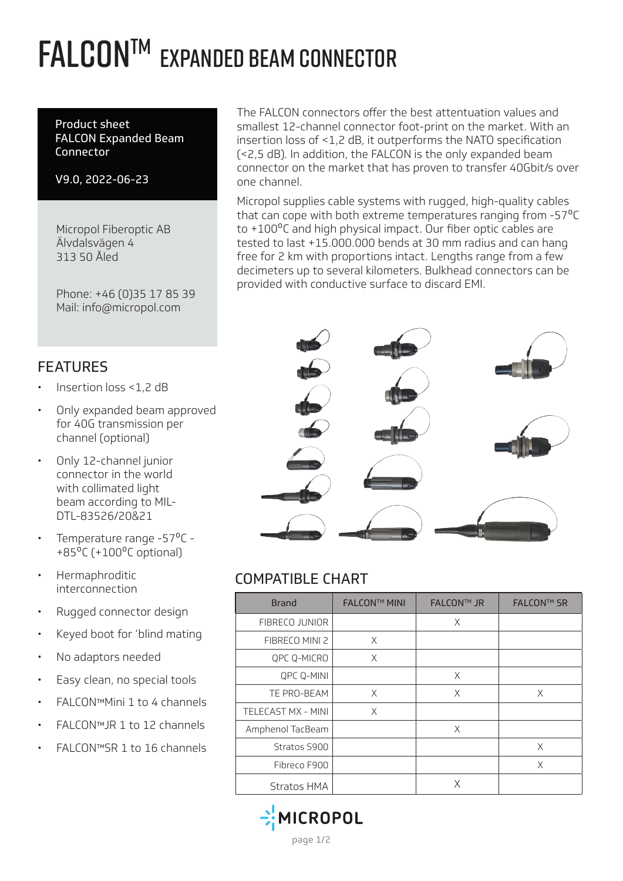# FALCON™ EXPANDED BEAM CONNECTOR

Product sheet
FALCON Expanded Beam Connector

V9.0, 2022-06-23

Micropol Fiberoptic AB
Älvdalsvägen 4
313 50 Åled

Phone: +46 (0)35 17 85 39
Mail: info@micropol.com

The FALCON connectors offer the best attentuation values and smallest 12-channel connector foot-print on the market. With an insertion loss of <1,2 dB, it outperforms the NATO specification (<2,5 dB). In addition, the FALCON is the only expanded beam connector on the market that has proven to transfer 40Gbit/s over one channel.

Micropol supplies cable systems with rugged, high-quality cables that can cope with both extreme temperatures ranging from -57°C to +100°C and high physical impact. Our fiber optic cables are tested to last +15.000.000 bends at 30 mm radius and can hang free for 2 km with proportions intact. Lengths range from a few decimeters up to several kilometers. Bulkhead connectors can be provided with conductive surface to discard EMI.

## FEATURES

- Insertion loss <1,2 dB
- Only expanded beam approved for 40G transmission per channel (optional)
- Only 12-channel junior connector in the world with collimated light beam according to MIL-DTL-83526/20&21
- Temperature range -57°C - +85°C (+100°C optional)
- Hermaphroditic interconnection
- Rugged connector design
- Keyed boot for 'blind mating
- No adaptors needed
- Easy clean, no special tools
- FALCON™Mini 1 to 4 channels
- FALCON™JR 1 to 12 channels
- FALCON™SR 1 to 16 channels

## COMPATIBLE CHART

| Brand | FALCON™ MINI | FALCON™ JR | FALCON™ SR |
|---|---|---|---|
| FIBRECO JUNIOR | | X | |
| FIBRECO MINI 2 | X | | |
| QPC Q-MICRO | X | | |
| QPC Q-MINI | | X | |
| TE PRO-BEAM | X | X | X |
| TELECAST MX - MINI | X | | |
| Amphenol TacBeam | | X | |
| Stratos S900 | | | X |
| Fibreco F900 | | | X |
| Stratos HMA | | X | |

MICROPOL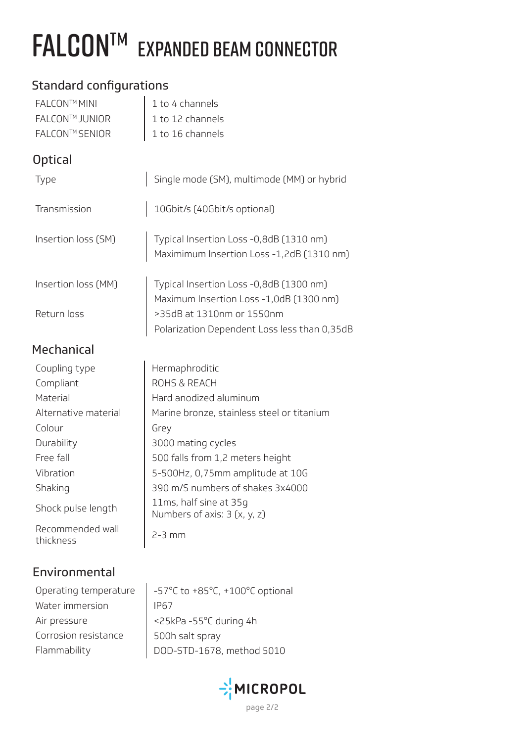# FALCON™ EXPANDED BEAM CONNECTOR

## Standard configurations

| | |
|---|---|
| FALCON™ MINI | 1 to 4 channels |
| FALCON™ JUNIOR | 1 to 12 channels |
| FALCON™ SENIOR | 1 to 16 channels |

## Optical

| | |
|---|---|
| Type | Single mode (SM), multimode (MM) or hybrid |
| Transmission | 10Gbit/s (40Gbit/s optional) |
| Insertion loss (SM) | Typical Insertion Loss -0,8dB (1310 nm)<br>Maximimum Insertion Loss -1,2dB (1310 nm) |
| Insertion loss (MM) | Typical Insertion Loss -0,8dB (1300 nm)<br>Maximum Insertion Loss -1,0dB (1300 nm) |
| Return loss | >35dB at 1310nm or 1550nm<br>Polarization Dependent Loss less than 0,35dB |

## Mechanical

| | |
|---|---|
| Coupling type | Hermaphroditic |
| Compliant | ROHS & REACH |
| Material | Hard anodized aluminum |
| Alternative material | Marine bronze, stainless steel or titanium |
| Colour | Grey |
| Durability | 3000 mating cycles |
| Free fall | 500 falls from 1,2 meters height |
| Vibration | 5-500Hz, 0,75mm amplitude at 10G |
| Shaking | 390 m/S numbers of shakes 3x4000 |
| Shock pulse length | 11ms, half sine at 35g<br>Numbers of axis: 3 (x, y, z) |
| Recommended wall thickness | 2-3 mm |

## Environmental

| | |
|---|---|
| Operating temperature | -57°C to +85°C, +100°C optional |
| Water immersion | IP67 |
| Air pressure | <25kPa -55°C during 4h |
| Corrosion resistance | 500h salt spray |
| Flammability | DOD-STD-1678, method 5010 |

MICROPOL